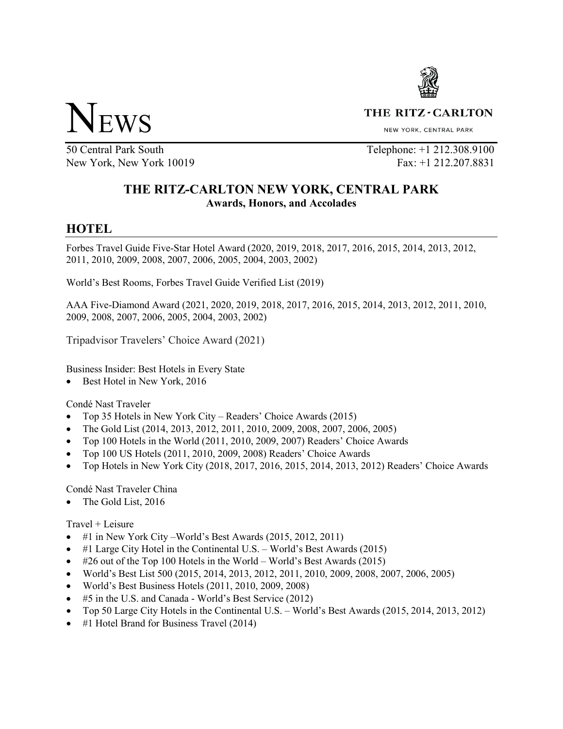# NEWS

**THE RITZ-CARLTON**
NEW YORK, CENTRAL PARK

50 Central Park South
New York, New York 10019

Telephone: +1 212.308.9100
Fax: +1 212.207.8831

## THE RITZ-CARLTON NEW YORK, CENTRAL PARK
**Awards, Honors, and Accolades**

## HOTEL

Forbes Travel Guide Five-Star Hotel Award (2020, 2019, 2018, 2017, 2016, 2015, 2014, 2013, 2012, 2011, 2010, 2009, 2008, 2007, 2006, 2005, 2004, 2003, 2002)

World's Best Rooms, Forbes Travel Guide Verified List (2019)

AAA Five-Diamond Award (2021, 2020, 2019, 2018, 2017, 2016, 2015, 2014, 2013, 2012, 2011, 2010, 2009, 2008, 2007, 2006, 2005, 2004, 2003, 2002)

Tripadvisor Travelers' Choice Award (2021)

Business Insider: Best Hotels in Every State
- Best Hotel in New York, 2016

Condé Nast Traveler
- Top 35 Hotels in New York City – Readers' Choice Awards (2015)
- The Gold List (2014, 2013, 2012, 2011, 2010, 2009, 2008, 2007, 2006, 2005)
- Top 100 Hotels in the World (2011, 2010, 2009, 2007) Readers' Choice Awards
- Top 100 US Hotels (2011, 2010, 2009, 2008) Readers' Choice Awards
- Top Hotels in New York City (2018, 2017, 2016, 2015, 2014, 2013, 2012) Readers' Choice Awards

Condé Nast Traveler China
- The Gold List, 2016

Travel + Leisure
- #1 in New York City –World's Best Awards (2015, 2012, 2011)
- #1 Large City Hotel in the Continental U.S. – World's Best Awards (2015)
- #26 out of the Top 100 Hotels in the World – World's Best Awards (2015)
- World's Best List 500 (2015, 2014, 2013, 2012, 2011, 2010, 2009, 2008, 2007, 2006, 2005)
- World's Best Business Hotels (2011, 2010, 2009, 2008)
- #5 in the U.S. and Canada - World's Best Service (2012)
- Top 50 Large City Hotels in the Continental U.S. – World's Best Awards (2015, 2014, 2013, 2012)
- #1 Hotel Brand for Business Travel (2014)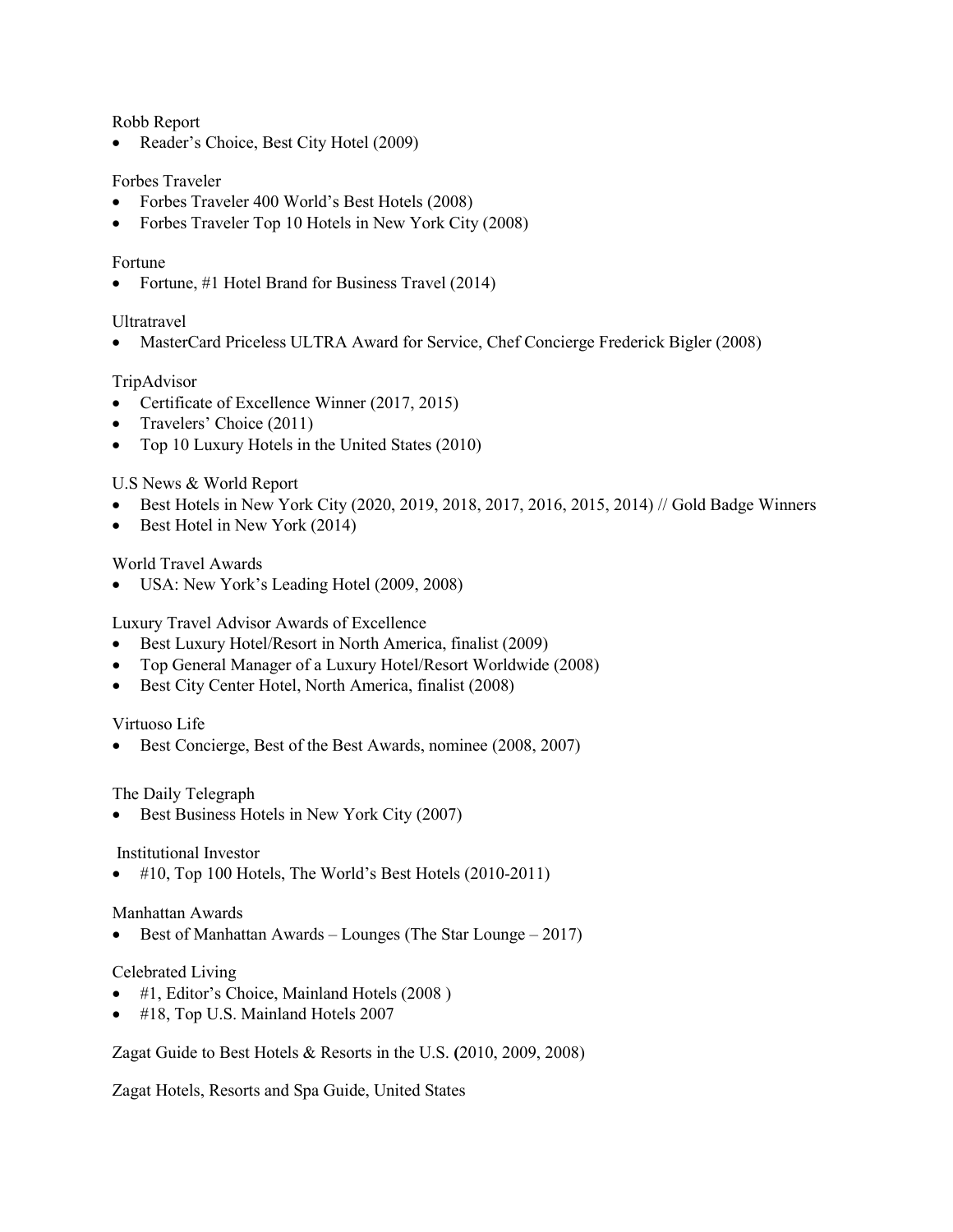Robb Report

- Reader's Choice, Best City Hotel (2009)

Forbes Traveler

- Forbes Traveler 400 World's Best Hotels (2008)
- Forbes Traveler Top 10 Hotels in New York City (2008)

Fortune

- Fortune, #1 Hotel Brand for Business Travel (2014)

Ultratravel

- MasterCard Priceless ULTRA Award for Service, Chef Concierge Frederick Bigler (2008)

TripAdvisor

- Certificate of Excellence Winner (2017, 2015)
- Travelers' Choice (2011)
- Top 10 Luxury Hotels in the United States (2010)

U.S News & World Report

- Best Hotels in New York City (2020, 2019, 2018, 2017, 2016, 2015, 2014) // Gold Badge Winners
- Best Hotel in New York (2014)

World Travel Awards

- USA: New York's Leading Hotel (2009, 2008)

Luxury Travel Advisor Awards of Excellence

- Best Luxury Hotel/Resort in North America, finalist (2009)
- Top General Manager of a Luxury Hotel/Resort Worldwide (2008)
- Best City Center Hotel, North America, finalist (2008)

Virtuoso Life

- Best Concierge, Best of the Best Awards, nominee (2008, 2007)

The Daily Telegraph

- Best Business Hotels in New York City (2007)

Institutional Investor

- #10, Top 100 Hotels, The World's Best Hotels (2010-2011)

Manhattan Awards

- Best of Manhattan Awards – Lounges (The Star Lounge – 2017)

Celebrated Living

- #1, Editor's Choice, Mainland Hotels (2008 )
- #18, Top U.S. Mainland Hotels 2007

Zagat Guide to Best Hotels & Resorts in the U.S. **(**2010, 2009, 2008)

Zagat Hotels, Resorts and Spa Guide, United States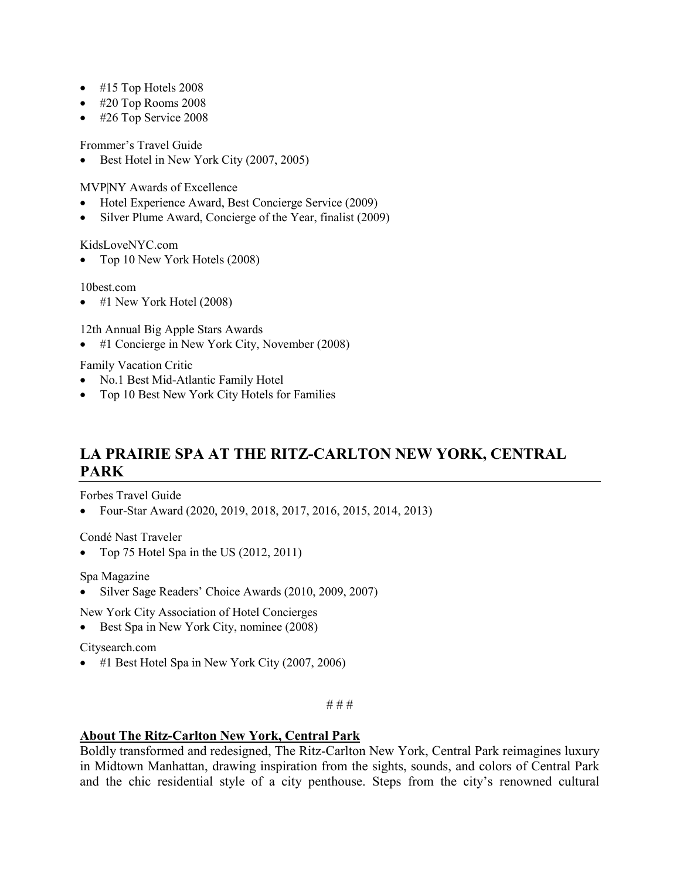- #15 Top Hotels 2008
- #20 Top Rooms 2008
- #26 Top Service 2008

Frommer's Travel Guide

- Best Hotel in New York City (2007, 2005)

MVP|NY Awards of Excellence

- Hotel Experience Award, Best Concierge Service (2009)
- Silver Plume Award, Concierge of the Year, finalist (2009)

KidsLoveNYC.com

- Top 10 New York Hotels (2008)

10best.com

- #1 New York Hotel (2008)

12th Annual Big Apple Stars Awards

- #1 Concierge in New York City, November (2008)

Family Vacation Critic

- No.1 Best Mid-Atlantic Family Hotel
- Top 10 Best New York City Hotels for Families

## LA PRAIRIE SPA AT THE RITZ-CARLTON NEW YORK, CENTRAL PARK

Forbes Travel Guide

- Four-Star Award (2020, 2019, 2018, 2017, 2016, 2015, 2014, 2013)

Condé Nast Traveler

- Top 75 Hotel Spa in the US (2012, 2011)

Spa Magazine

- Silver Sage Readers' Choice Awards (2010, 2009, 2007)

New York City Association of Hotel Concierges

- Best Spa in New York City, nominee (2008)

Citysearch.com

- #1 Best Hotel Spa in New York City (2007, 2006)

# # #

**About The Ritz-Carlton New York, Central Park**

Boldly transformed and redesigned, The Ritz-Carlton New York, Central Park reimagines luxury in Midtown Manhattan, drawing inspiration from the sights, sounds, and colors of Central Park and the chic residential style of a city penthouse. Steps from the city's renowned cultural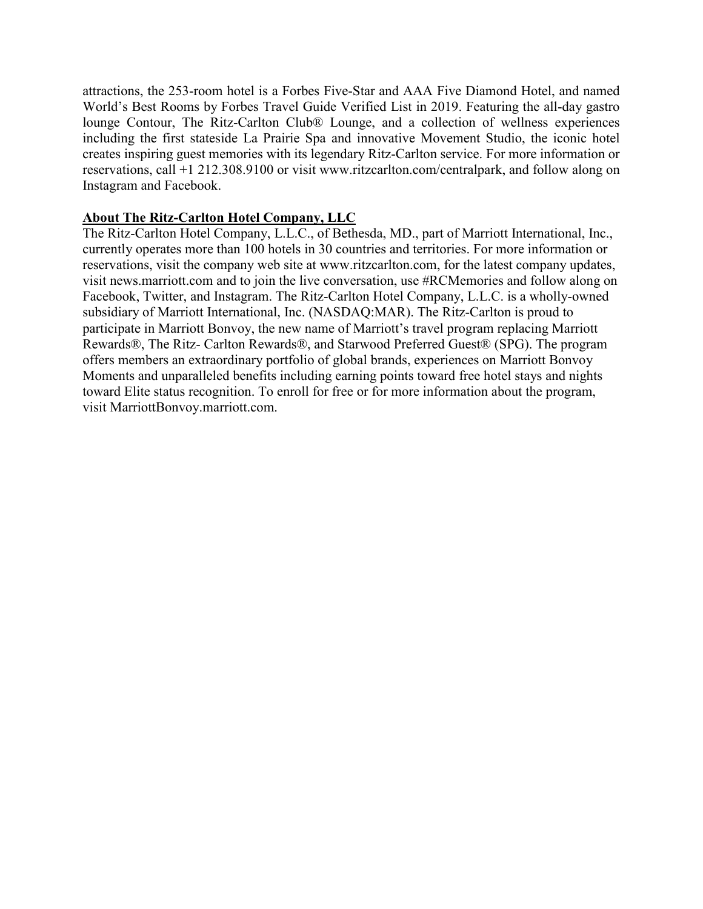attractions, the 253-room hotel is a Forbes Five-Star and AAA Five Diamond Hotel, and named World's Best Rooms by Forbes Travel Guide Verified List in 2019. Featuring the all-day gastro lounge Contour, The Ritz-Carlton Club® Lounge, and a collection of wellness experiences including the first stateside La Prairie Spa and innovative Movement Studio, the iconic hotel creates inspiring guest memories with its legendary Ritz-Carlton service. For more information or reservations, call +1 212.308.9100 or visit www.ritzcarlton.com/centralpark, and follow along on Instagram and Facebook.

**About The Ritz-Carlton Hotel Company, LLC**

The Ritz-Carlton Hotel Company, L.L.C., of Bethesda, MD., part of Marriott International, Inc., currently operates more than 100 hotels in 30 countries and territories. For more information or reservations, visit the company web site at www.ritzcarlton.com, for the latest company updates, visit news.marriott.com and to join the live conversation, use #RCMemories and follow along on Facebook, Twitter, and Instagram. The Ritz-Carlton Hotel Company, L.L.C. is a wholly-owned subsidiary of Marriott International, Inc. (NASDAQ:MAR). The Ritz-Carlton is proud to participate in Marriott Bonvoy, the new name of Marriott's travel program replacing Marriott Rewards®, The Ritz- Carlton Rewards®, and Starwood Preferred Guest® (SPG). The program offers members an extraordinary portfolio of global brands, experiences on Marriott Bonvoy Moments and unparalleled benefits including earning points toward free hotel stays and nights toward Elite status recognition. To enroll for free or for more information about the program, visit MarriottBonvoy.marriott.com.